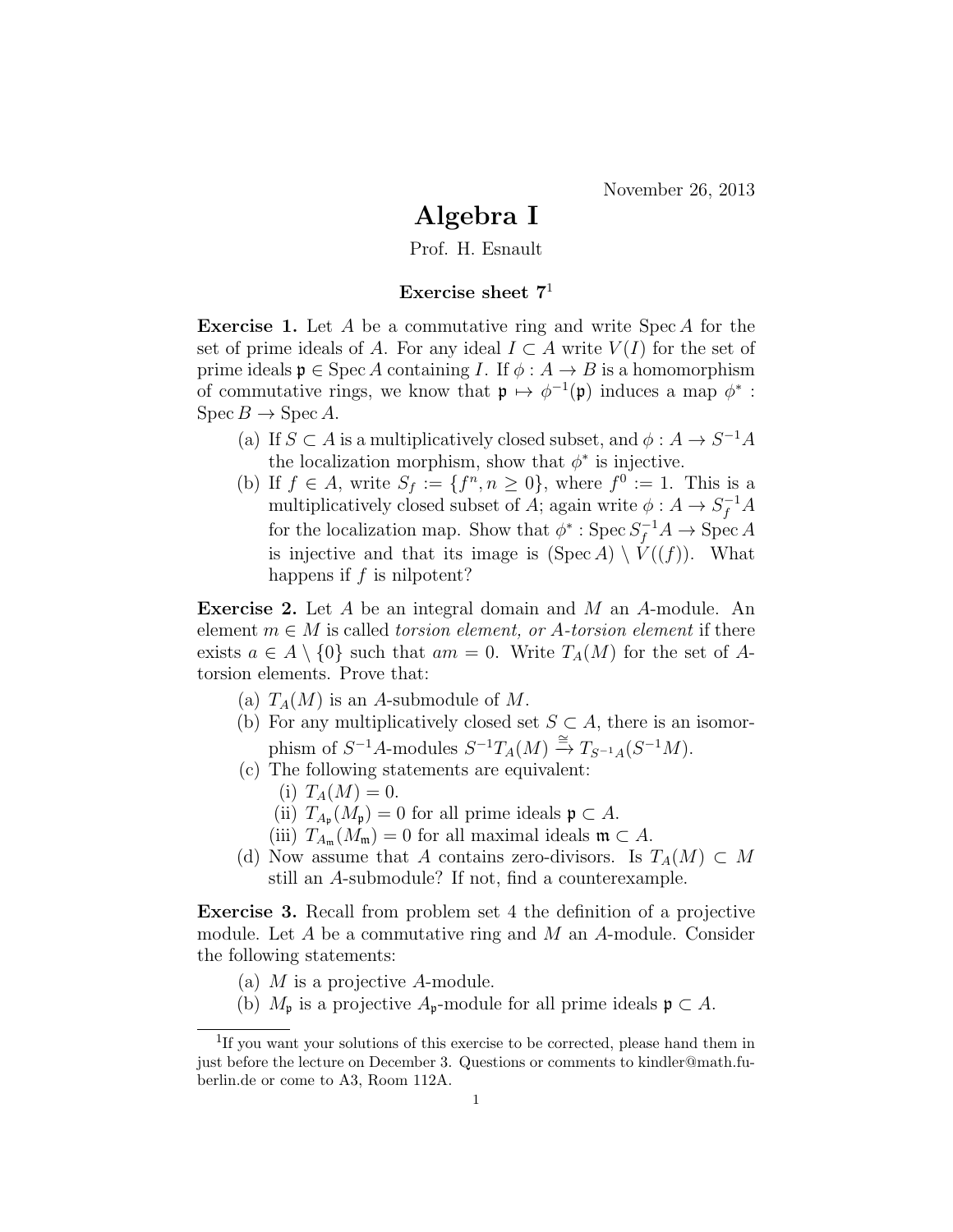November 26, 2013

# Algebra I

Prof. H. Esnault

### Exercise sheet 7[1]

**Exercise 1.** Let $A$ be a commutative ring and write $\operatorname{Spec} A$ for the set of prime ideals of $A$. For any ideal $I \subset A$ write $V(I)$ for the set of prime ideals $\mathfrak{p} \in \operatorname{Spec} A$ containing $I$. If $\phi : A \to B$ is a homomorphism of commutative rings, we know that $\mathfrak{p} \mapsto \phi^{-1}(\mathfrak{p})$ induces a map $\phi^* : \operatorname{Spec} B \to \operatorname{Spec} A$.

- (a) If $S \subset A$ is a multiplicatively closed subset, and $\phi : A \to S^{-1}A$ the localization morphism, show that $\phi^*$ is injective.
- (b) If $f \in A$, write $S_f := \{f^n, n \geq 0\}$, where $f^0 := 1$. This is a multiplicatively closed subset of $A$; again write $\phi : A \to S_f^{-1}A$ for the localization map. Show that $\phi^* : \operatorname{Spec} S_f^{-1}A \to \operatorname{Spec} A$ is injective and that its image is $(\operatorname{Spec} A) \setminus V((f))$. What happens if $f$ is nilpotent?

**Exercise 2.** Let $A$ be an integral domain and $M$ an $A$-module. An element $m \in M$ is called *torsion element, or $A$-torsion element* if there exists $a \in A \setminus \{0\}$ such that $am = 0$. Write $T_A(M)$ for the set of $A$-torsion elements. Prove that:

- (a) $T_A(M)$ is an $A$-submodule of $M$.
- (b) For any multiplicatively closed set $S \subset A$, there is an isomorphism of $S^{-1}A$-modules $S^{-1}T_A(M) \xrightarrow{\cong} T_{S^{-1}A}(S^{-1}M)$.
- (c) The following statements are equivalent:
  - (i) $T_A(M) = 0$.
  - (ii) $T_{A_\mathfrak{p}}(M_\mathfrak{p}) = 0$ for all prime ideals $\mathfrak{p} \subset A$.
  - (iii) $T_{A_\mathfrak{m}}(M_\mathfrak{m}) = 0$ for all maximal ideals $\mathfrak{m} \subset A$.
- (d) Now assume that $A$ contains zero-divisors. Is $T_A(M) \subset M$ still an $A$-submodule? If not, find a counterexample.

**Exercise 3.** Recall from problem set 4 the definition of a projective module. Let $A$ be a commutative ring and $M$ an $A$-module. Consider the following statements:

- (a) $M$ is a projective $A$-module.
- (b) $M_\mathfrak{p}$ is a projective $A_\mathfrak{p}$-module for all prime ideals $\mathfrak{p} \subset A$.

[1] If you want your solutions of this exercise to be corrected, please hand them in just before the lecture on December 3. Questions or comments to kindler@math.fu-berlin.de or come to A3, Room 112A.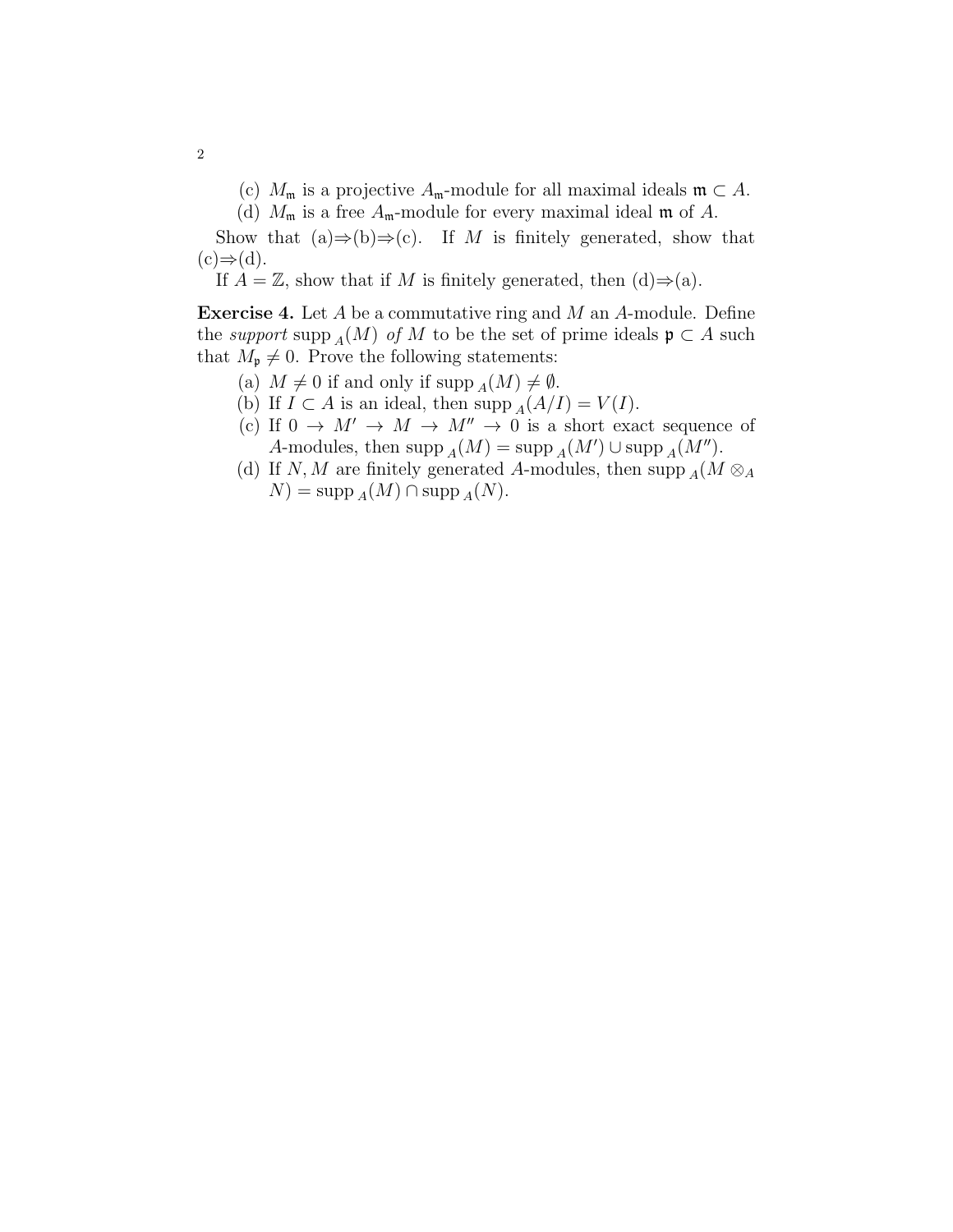(c) $M_{\mathfrak{m}}$ is a projective $A_{\mathfrak{m}}$-module for all maximal ideals $\mathfrak{m} \subset A$.

(d) $M_{\mathfrak{m}}$ is a free $A_{\mathfrak{m}}$-module for every maximal ideal $\mathfrak{m}$ of $A$.

Show that (a)$\Rightarrow$(b)$\Rightarrow$(c). If $M$ is finitely generated, show that (c)$\Rightarrow$(d).

If $A = \mathbb{Z}$, show that if $M$ is finitely generated, then (d)$\Rightarrow$(a).

**Exercise 4.** Let $A$ be a commutative ring and $M$ an $A$-module. Define the *support* $\operatorname{supp}_A(M)$ *of* $M$ to be the set of prime ideals $\mathfrak{p} \subset A$ such that $M_{\mathfrak{p}} \neq 0$. Prove the following statements:

(a) $M \neq 0$ if and only if $\operatorname{supp}_A(M) \neq \emptyset$.

(b) If $I \subset A$ is an ideal, then $\operatorname{supp}_A(A/I) = V(I)$.

(c) If $0 \to M' \to M \to M'' \to 0$ is a short exact sequence of $A$-modules, then $\operatorname{supp}_A(M) = \operatorname{supp}_A(M') \cup \operatorname{supp}_A(M'')$.

(d) If $N, M$ are finitely generated $A$-modules, then $\operatorname{supp}_A(M \otimes_A N) = \operatorname{supp}_A(M) \cap \operatorname{supp}_A(N)$.